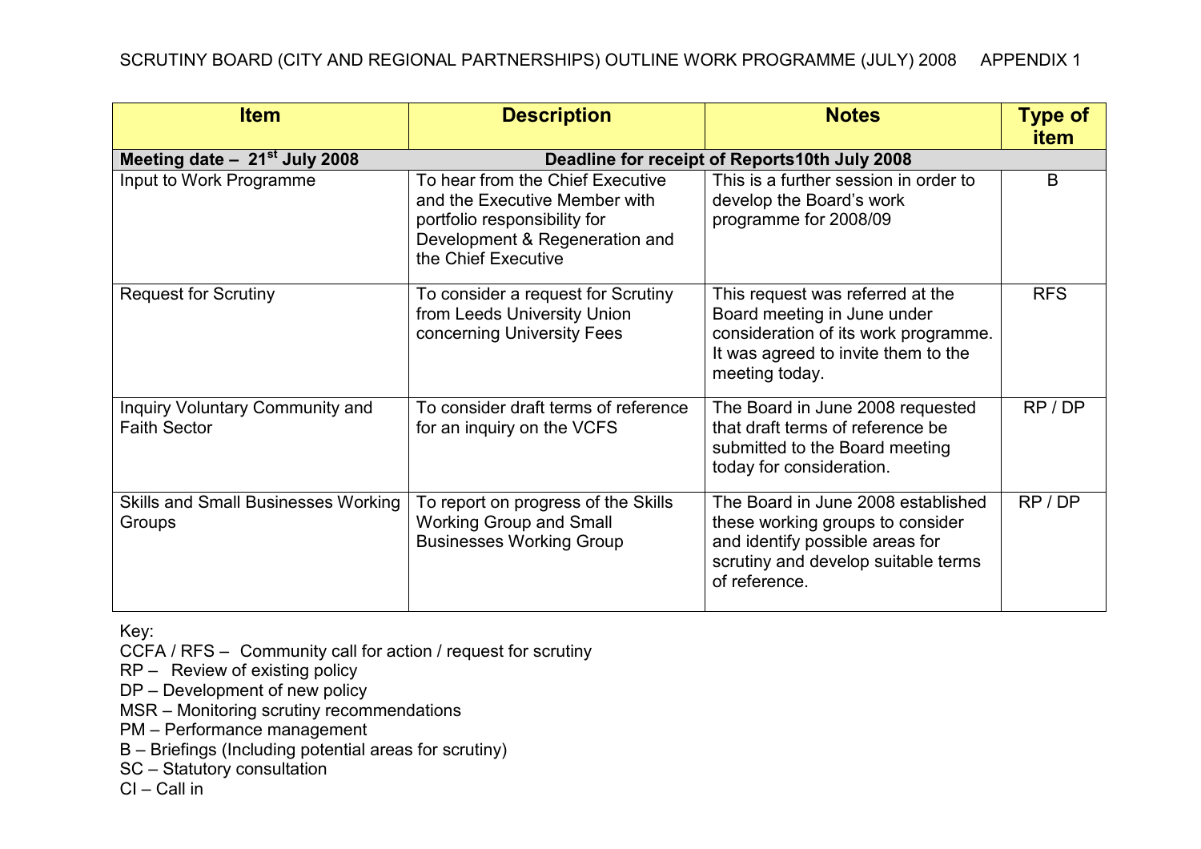SCRUTINY BOARD (CITY AND REGIONAL PARTNERSHIPS) OUTLINE WORK PROGRAMME (JULY) 2008 APPENDIX 1

| Item | Description | Notes | Type of item |
|---|---|---|---|
| **Meeting date – 21st July 2008** | **Deadline for receipt of Reports10th July 2008** | | |
| Input to Work Programme | To hear from the Chief Executive and the Executive Member with portfolio responsibility for Development & Regeneration and the Chief Executive | This is a further session in order to develop the Board's work programme for 2008/09 | B |
| Request for Scrutiny | To consider a request for Scrutiny from Leeds University Union concerning University Fees | This request was referred at the Board meeting in June under consideration of its work programme. It was agreed to invite them to the meeting today. | RFS |
| Inquiry Voluntary Community and Faith Sector | To consider draft terms of reference for an inquiry on the VCFS | The Board in June 2008 requested that draft terms of reference be submitted to the Board meeting today for consideration. | RP / DP |
| Skills and Small Businesses Working Groups | To report on progress of the Skills Working Group and Small Businesses Working Group | The Board in June 2008 established these working groups to consider and identify possible areas for scrutiny and develop suitable terms of reference. | RP / DP |

Key:
CCFA / RFS – Community call for action / request for scrutiny
RP – Review of existing policy
DP – Development of new policy
MSR – Monitoring scrutiny recommendations
PM – Performance management
B – Briefings (Including potential areas for scrutiny)
SC – Statutory consultation
CI – Call in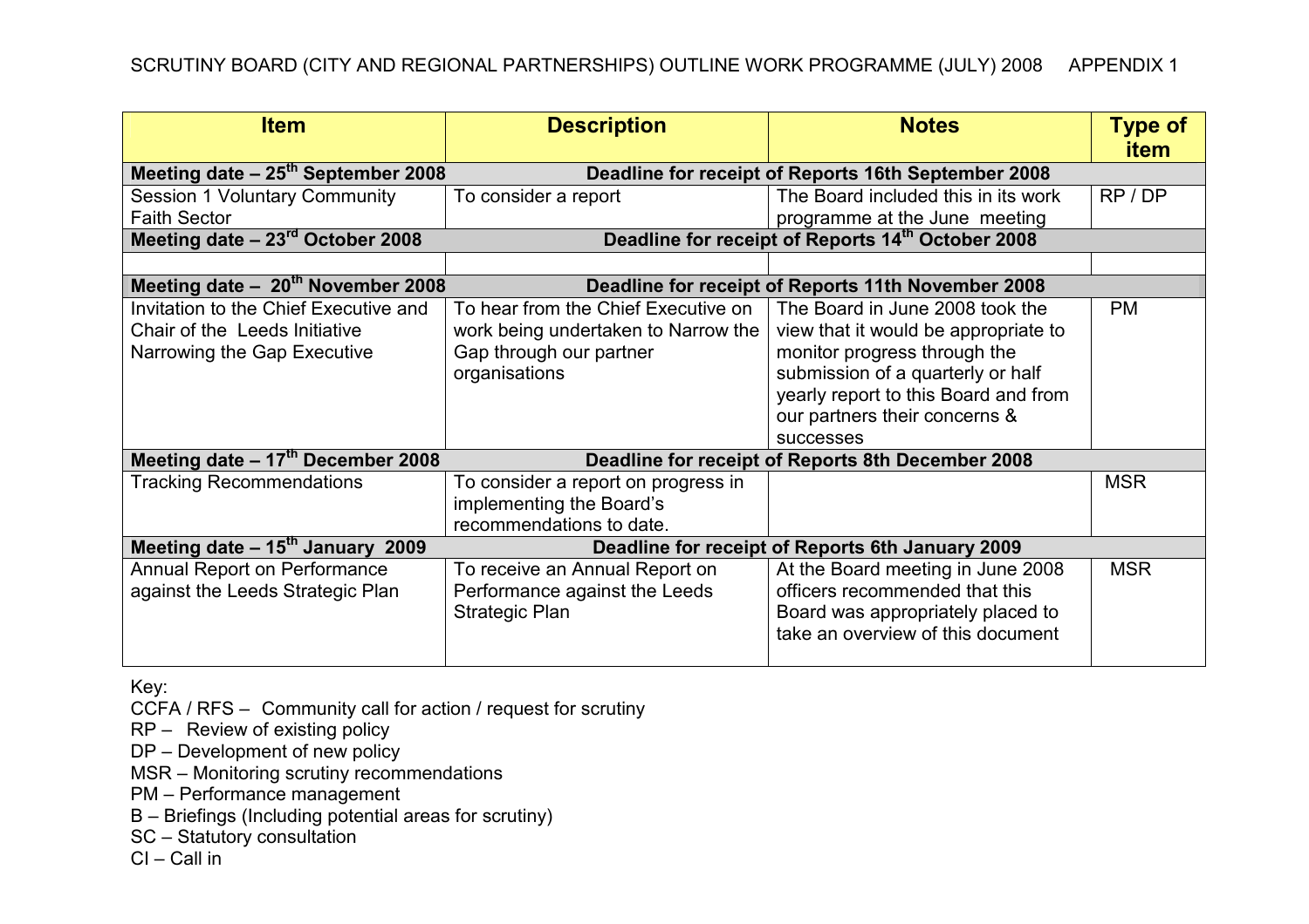# SCRUTINY BOARD (CITY AND REGIONAL PARTNERSHIPS) OUTLINE WORK PROGRAMME (JULY) 2008 APPENDIX 1

| Item | Description | Notes | Type of item |
|---|---|---|---|
| **Meeting date – 25th September 2008** | **Deadline for receipt of Reports 16th September 2008** | | |
| Session 1 Voluntary Community Faith Sector | To consider a report | The Board included this in its work programme at the June meeting | RP / DP |
| **Meeting date – 23rd October 2008** | **Deadline for receipt of Reports 14th October 2008** | | |
| | | | |
| **Meeting date – 20th November 2008** | **Deadline for receipt of Reports 11th November 2008** | | |
| Invitation to the Chief Executive and Chair of the Leeds Initiative Narrowing the Gap Executive | To hear from the Chief Executive on work being undertaken to Narrow the Gap through our partner organisations | The Board in June 2008 took the view that it would be appropriate to monitor progress through the submission of a quarterly or half yearly report to this Board and from our partners their concerns & successes | PM |
| **Meeting date – 17th December 2008** | **Deadline for receipt of Reports 8th December 2008** | | |
| Tracking Recommendations | To consider a report on progress in implementing the Board's recommendations to date. | | MSR |
| **Meeting date – 15th January 2009** | **Deadline for receipt of Reports 6th January 2009** | | |
| Annual Report on Performance against the Leeds Strategic Plan | To receive an Annual Report on Performance against the Leeds Strategic Plan | At the Board meeting in June 2008 officers recommended that this Board was appropriately placed to take an overview of this document | MSR |

Key:
CCFA / RFS – Community call for action / request for scrutiny
RP – Review of existing policy
DP – Development of new policy
MSR – Monitoring scrutiny recommendations
PM – Performance management
B – Briefings (Including potential areas for scrutiny)
SC – Statutory consultation
CI – Call in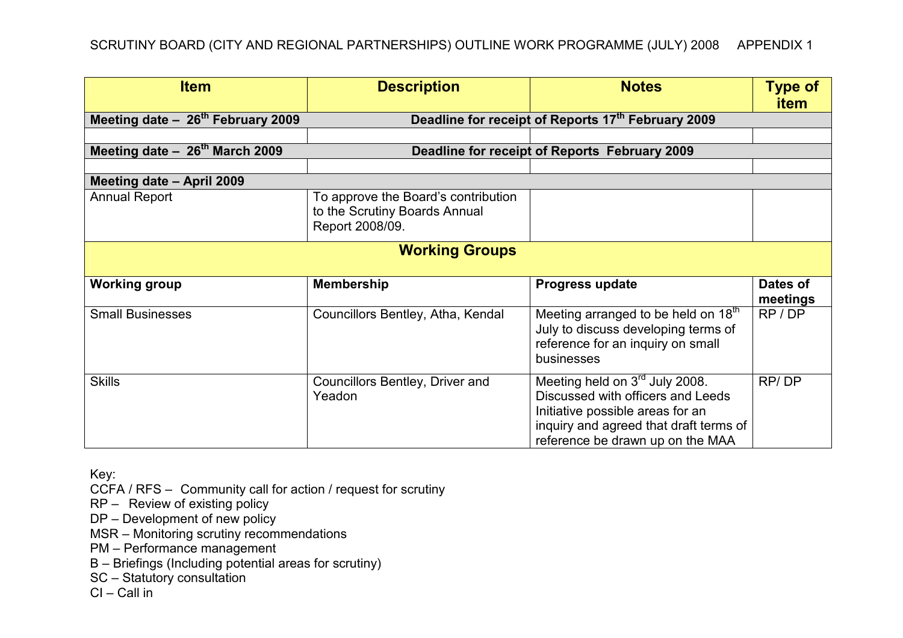SCRUTINY BOARD (CITY AND REGIONAL PARTNERSHIPS) OUTLINE WORK PROGRAMME (JULY) 2008 APPENDIX 1

| Item | Description | Notes | Type of item |
|---|---|---|---|
| **Meeting date – 26th February 2009** | **Deadline for receipt of Reports 17th February 2009** | | |
| | | | |
| **Meeting date – 26th March 2009** | **Deadline for receipt of Reports February 2009** | | |
| | | | |
| **Meeting date – April 2009** | | | |
| Annual Report | To approve the Board's contribution to the Scrutiny Boards Annual Report 2008/09. | | |
| **Working Groups** | | | |
| **Working group** | **Membership** | **Progress update** | **Dates of meetings** |
| Small Businesses | Councillors Bentley, Atha, Kendal | Meeting arranged to be held on 18th July to discuss developing terms of reference for an inquiry on small businesses | RP / DP |
| Skills | Councillors Bentley, Driver and Yeadon | Meeting held on 3rd July 2008. Discussed with officers and Leeds Initiative possible areas for an inquiry and agreed that draft terms of reference be drawn up on the MAA | RP/ DP |

Key:
CCFA / RFS – Community call for action / request for scrutiny
RP – Review of existing policy
DP – Development of new policy
MSR – Monitoring scrutiny recommendations
PM – Performance management
B – Briefings (Including potential areas for scrutiny)
SC – Statutory consultation
CI – Call in